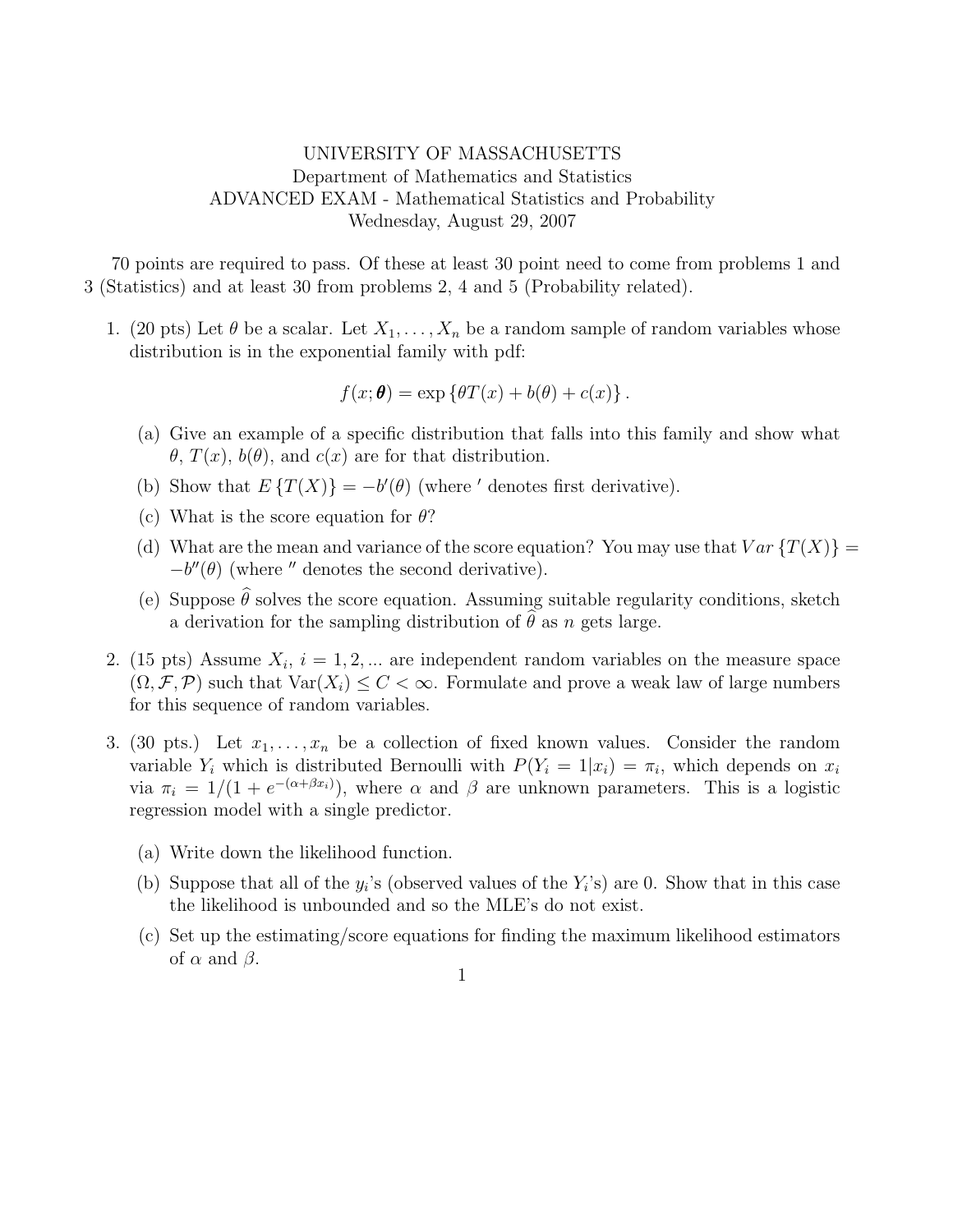UNIVERSITY OF MASSACHUSETTS
Department of Mathematics and Statistics
ADVANCED EXAM - Mathematical Statistics and Probability
Wednesday, August 29, 2007

70 points are required to pass. Of these at least 30 point need to come from problems 1 and 3 (Statistics) and at least 30 from problems 2, 4 and 5 (Probability related).

1. (20 pts) Let $\theta$ be a scalar. Let $X_1, \ldots, X_n$ be a random sample of random variables whose distribution is in the exponential family with pdf:

$$f(x; \boldsymbol{\theta}) = \exp\left\{\theta T(x) + b(\theta) + c(x)\right\}.$$

   (a) Give an example of a specific distribution that falls into this family and show what $\theta$, $T(x)$, $b(\theta)$, and $c(x)$ are for that distribution.

   (b) Show that $E\left\{T(X)\right\} = -b'(\theta)$ (where $'$ denotes first derivative).

   (c) What is the score equation for $\theta$?

   (d) What are the mean and variance of the score equation? You may use that $Var\left\{T(X)\right\} = -b''(\theta)$ (where $''$ denotes the second derivative).

   (e) Suppose $\widehat{\theta}$ solves the score equation. Assuming suitable regularity conditions, sketch a derivation for the sampling distribution of $\widehat{\theta}$ as $n$ gets large.

2. (15 pts) Assume $X_i$, $i = 1, 2, ...$ are independent random variables on the measure space $(\Omega, \mathcal{F}, \mathcal{P})$ such that $\text{Var}(X_i) \leq C < \infty$. Formulate and prove a weak law of large numbers for this sequence of random variables.

3. (30 pts.) Let $x_1, \ldots, x_n$ be a collection of fixed known values. Consider the random variable $Y_i$ which is distributed Bernoulli with $P(Y_i = 1|x_i) = \pi_i$, which depends on $x_i$ via $\pi_i = 1/(1 + e^{-(\alpha + \beta x_i)})$, where $\alpha$ and $\beta$ are unknown parameters. This is a logistic regression model with a single predictor.

   (a) Write down the likelihood function.

   (b) Suppose that all of the $y_i$'s (observed values of the $Y_i$'s) are 0. Show that in this case the likelihood is unbounded and so the MLE's do not exist.

   (c) Set up the estimating/score equations for finding the maximum likelihood estimators of $\alpha$ and $\beta$.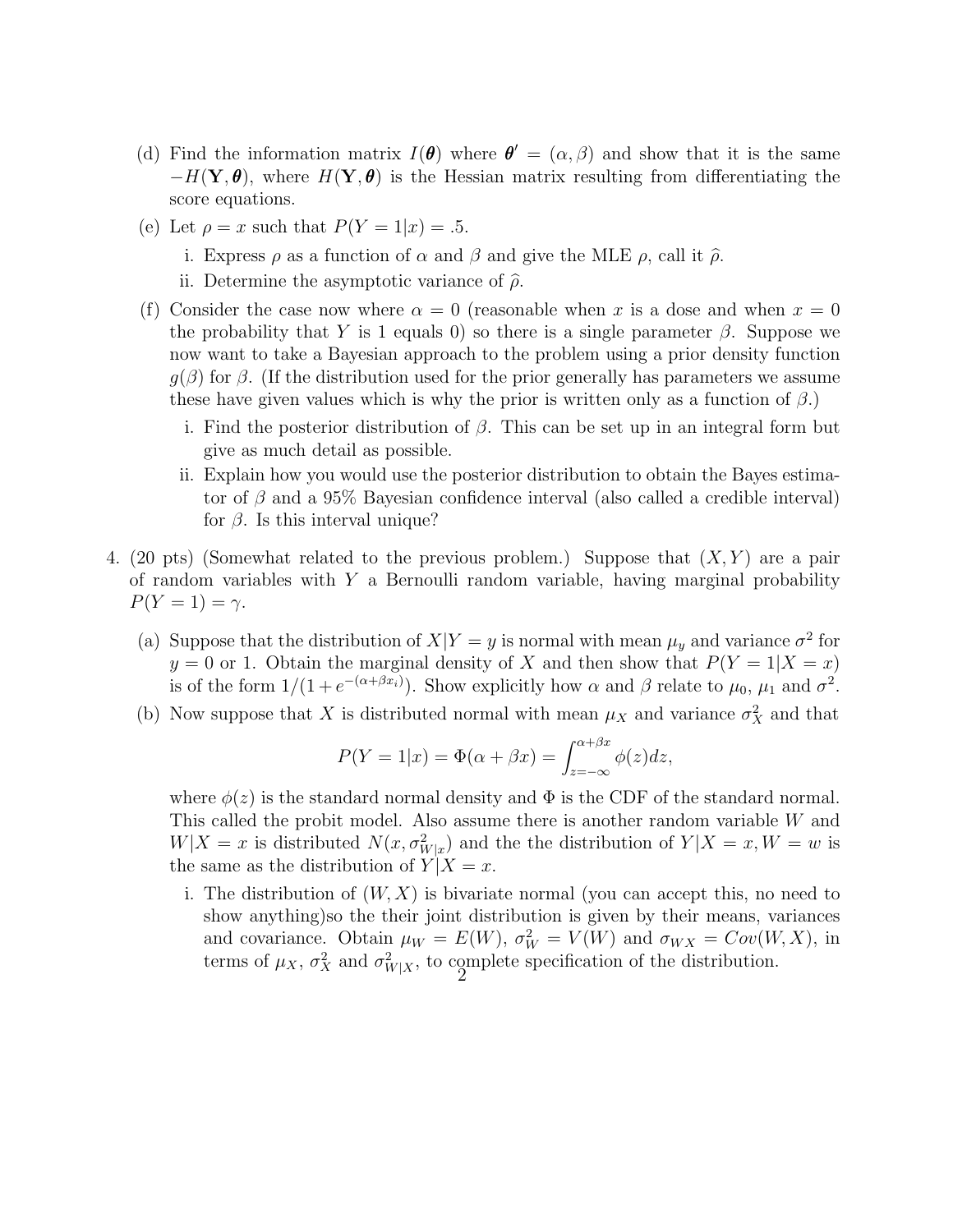(d) Find the information matrix $I(\boldsymbol{\theta})$ where $\boldsymbol{\theta}' = (\alpha, \beta)$ and show that it is the same $-H(\mathbf{Y}, \boldsymbol{\theta})$, where $H(\mathbf{Y}, \boldsymbol{\theta})$ is the Hessian matrix resulting from differentiating the score equations.

(e) Let $\rho = x$ such that $P(Y = 1|x) = .5$.

   i. Express $\rho$ as a function of $\alpha$ and $\beta$ and give the MLE $\rho$, call it $\widehat{\rho}$.

   ii. Determine the asymptotic variance of $\widehat{\rho}$.

(f) Consider the case now where $\alpha = 0$ (reasonable when $x$ is a dose and when $x = 0$ the probability that $Y$ is 1 equals 0) so there is a single parameter $\beta$. Suppose we now want to take a Bayesian approach to the problem using a prior density function $g(\beta)$ for $\beta$. (If the distribution used for the prior generally has parameters we assume these have given values which is why the prior is written only as a function of $\beta$.)

   i. Find the posterior distribution of $\beta$. This can be set up in an integral form but give as much detail as possible.

   ii. Explain how you would use the posterior distribution to obtain the Bayes estimator of $\beta$ and a 95% Bayesian confidence interval (also called a credible interval) for $\beta$. Is this interval unique?

4. (20 pts) (Somewhat related to the previous problem.) Suppose that $(X, Y)$ are a pair of random variables with $Y$ a Bernoulli random variable, having marginal probability $P(Y = 1) = \gamma$.

   (a) Suppose that the distribution of $X|Y = y$ is normal with mean $\mu_y$ and variance $\sigma^2$ for $y = 0$ or 1. Obtain the marginal density of $X$ and then show that $P(Y = 1|X = x)$ is of the form $1/(1 + e^{-(\alpha+\beta x_i)})$. Show explicitly how $\alpha$ and $\beta$ relate to $\mu_0$, $\mu_1$ and $\sigma^2$.

   (b) Now suppose that $X$ is distributed normal with mean $\mu_X$ and variance $\sigma_X^2$ and that

$$P(Y = 1|x) = \Phi(\alpha + \beta x) = \int_{z=-\infty}^{\alpha+\beta x} \phi(z) dz,$$

   where $\phi(z)$ is the standard normal density and $\Phi$ is the CDF of the standard normal. This called the probit model. Also assume there is another random variable $W$ and $W|X = x$ is distributed $N(x, \sigma^2_{W|x})$ and the the distribution of $Y|X = x, W = w$ is the same as the distribution of $Y|X = x$.

   i. The distribution of $(W, X)$ is bivariate normal (you can accept this, no need to show anything)so the their joint distribution is given by their means, variances and covariance. Obtain $\mu_W = E(W)$, $\sigma_W^2 = V(W)$ and $\sigma_{WX} = Cov(W, X)$, in terms of $\mu_X$, $\sigma_X^2$ and $\sigma^2_{W|X}$, to complete specification of the distribution.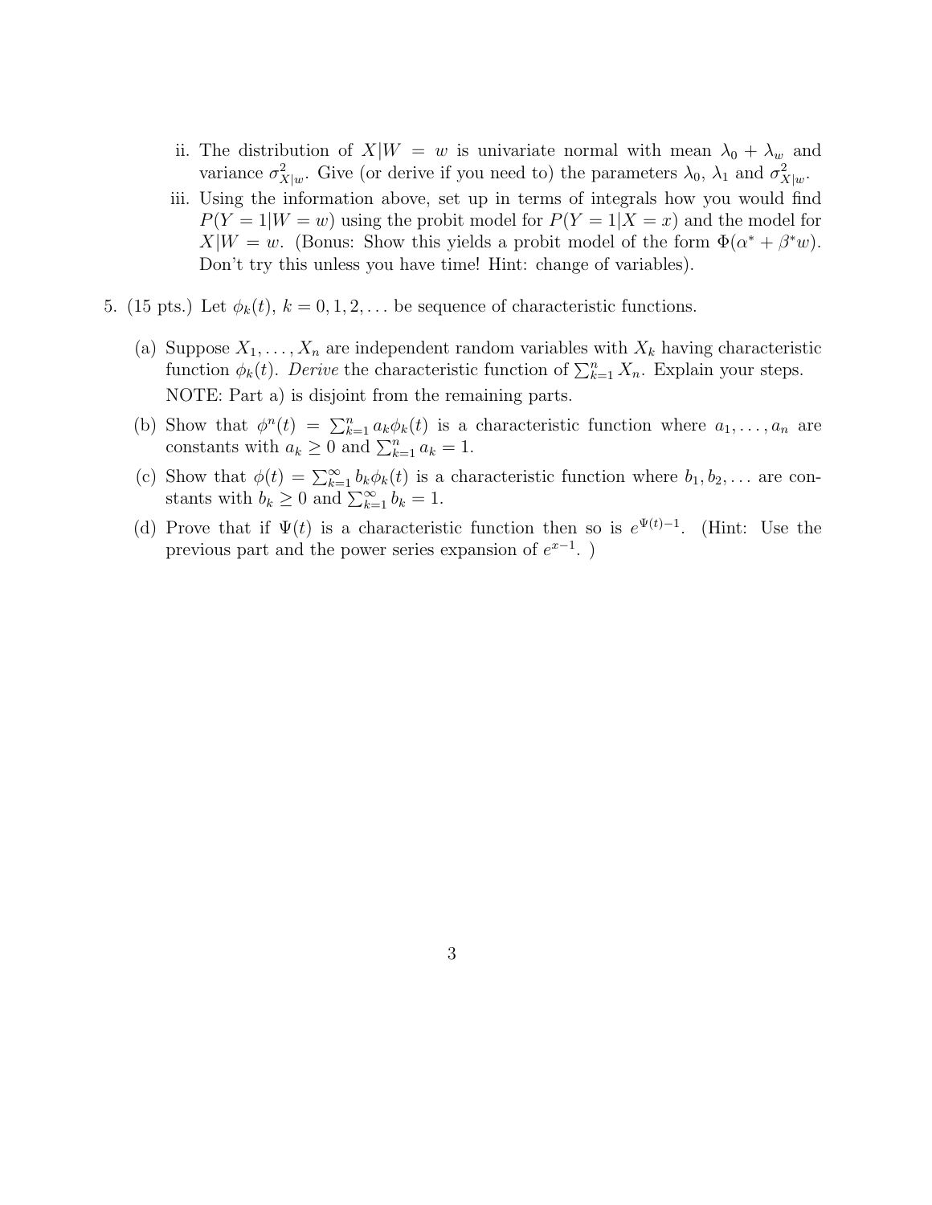ii. The distribution of $X|W = w$ is univariate normal with mean $\lambda_0 + \lambda_w$ and variance $\sigma^2_{X|w}$. Give (or derive if you need to) the parameters $\lambda_0$, $\lambda_1$ and $\sigma^2_{X|w}$.

iii. Using the information above, set up in terms of integrals how you would find $P(Y = 1|W = w)$ using the probit model for $P(Y = 1|X = x)$ and the model for $X|W = w$. (Bonus: Show this yields a probit model of the form $\Phi(\alpha^* + \beta^* w)$. Don't try this unless you have time! Hint: change of variables).

5. (15 pts.) Let $\phi_k(t)$, $k = 0, 1, 2, \ldots$ be sequence of characteristic functions.

(a) Suppose $X_1, \ldots, X_n$ are independent random variables with $X_k$ having characteristic function $\phi_k(t)$. *Derive* the characteristic function of $\sum_{k=1}^{n} X_n$. Explain your steps.

NOTE: Part a) is disjoint from the remaining parts.

(b) Show that $\phi^n(t) = \sum_{k=1}^{n} a_k \phi_k(t)$ is a characteristic function where $a_1, \ldots, a_n$ are constants with $a_k \geq 0$ and $\sum_{k=1}^{n} a_k = 1$.

(c) Show that $\phi(t) = \sum_{k=1}^{\infty} b_k \phi_k(t)$ is a characteristic function where $b_1, b_2, \ldots$ are constants with $b_k \geq 0$ and $\sum_{k=1}^{\infty} b_k = 1$.

(d) Prove that if $\Psi(t)$ is a characteristic function then so is $e^{\Psi(t)-1}$. (Hint: Use the previous part and the power series expansion of $e^{x-1}$. )